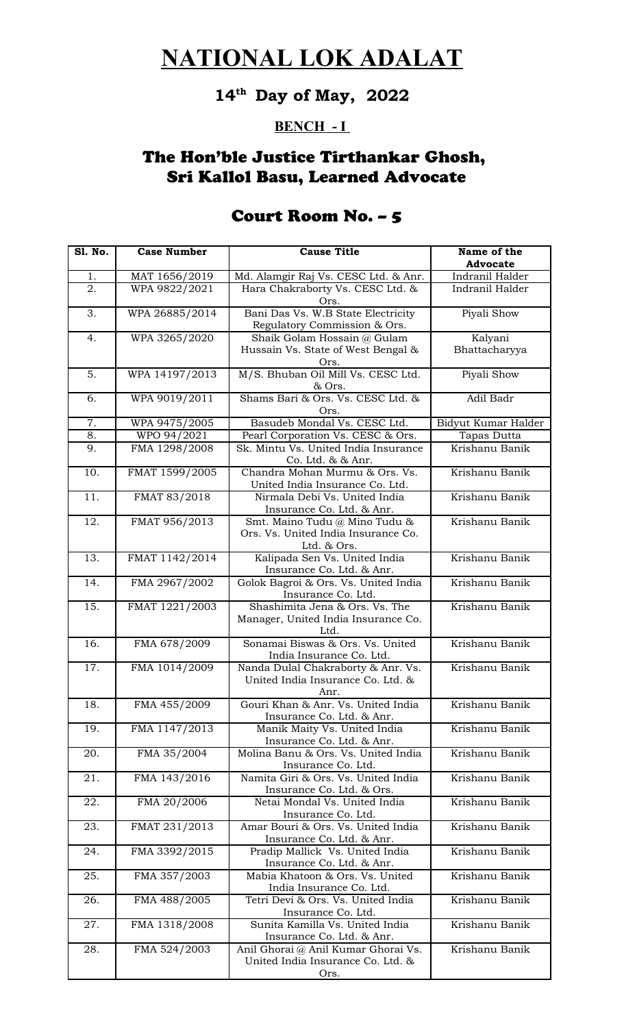# NATIONAL LOK ADALAT

## 14th Day of May, 2022

### BENCH - I

## The Hon'ble Justice Tirthankar Ghosh, Sri Kallol Basu, Learned Advocate

## Court Room No. – 5

| Sl. No. | Case Number | Cause Title | Name of the Advocate |
|---|---|---|---|
| 1. | MAT 1656/2019 | Md. Alamgir Raj Vs. CESC Ltd. & Anr. | Indranil Halder |
| 2. | WPA 9822/2021 | Hara Chakraborty Vs. CESC Ltd. & Ors. | Indranil Halder |
| 3. | WPA 26885/2014 | Bani Das Vs. W.B State Electricity Regulatory Commission & Ors. | Piyali Show |
| 4. | WPA 3265/2020 | Shaik Golam Hossain @ Gulam Hussain Vs. State of West Bengal & Ors. | Kalyani Bhattacharyya |
| 5. | WPA 14197/2013 | M/S. Bhuban Oil Mill Vs. CESC Ltd. & Ors. | Piyali Show |
| 6. | WPA 9019/2011 | Shams Bari & Ors. Vs. CESC Ltd. & Ors. | Adil Badr |
| 7. | WPA 9475/2005 | Basudeb Mondal Vs. CESC Ltd. | Bidyut Kumar Halder |
| 8. | WPO 94/2021 | Pearl Corporation Vs. CESC & Ors. | Tapas Dutta |
| 9. | FMA 1298/2008 | Sk. Mintu Vs. United India Insurance Co. Ltd. & & Anr. | Krishanu Banik |
| 10. | FMAT 1599/2005 | Chandra Mohan Murmu & Ors. Vs. United India Insurance Co. Ltd. | Krishanu Banik |
| 11. | FMAT 83/2018 | Nirmala Debi Vs. United India Insurance Co. Ltd. & Anr. | Krishanu Banik |
| 12. | FMAT 956/2013 | Smt. Maino Tudu @ Mino Tudu & Ors. Vs. United India Insurance Co. Ltd. & Ors. | Krishanu Banik |
| 13. | FMAT 1142/2014 | Kalipada Sen Vs. United India Insurance Co. Ltd. & Anr. | Krishanu Banik |
| 14. | FMA 2967/2002 | Golok Bagroi & Ors. Vs. United India Insurance Co. Ltd. | Krishanu Banik |
| 15. | FMAT 1221/2003 | Shashimita Jena & Ors. Vs. The Manager, United India Insurance Co. Ltd. | Krishanu Banik |
| 16. | FMA 678/2009 | Sonamai Biswas & Ors. Vs. United India Insurance Co. Ltd. | Krishanu Banik |
| 17. | FMA 1014/2009 | Nanda Dulal Chakraborty & Anr. Vs. United India Insurance Co. Ltd. & Anr. | Krishanu Banik |
| 18. | FMA 455/2009 | Gouri Khan & Anr. Vs. United India Insurance Co. Ltd. & Anr. | Krishanu Banik |
| 19. | FMA 1147/2013 | Manik Maity Vs. United India Insurance Co. Ltd. & Anr. | Krishanu Banik |
| 20. | FMA 35/2004 | Molina Banu & Ors. Vs. United India Insurance Co. Ltd. | Krishanu Banik |
| 21. | FMA 143/2016 | Namita Giri & Ors. Vs. United India Insurance Co. Ltd. & Ors. | Krishanu Banik |
| 22. | FMA 20/2006 | Netai Mondal Vs. United India Insurance Co. Ltd. | Krishanu Banik |
| 23. | FMAT 231/2013 | Amar Bouri & Ors. Vs. United India Insurance Co. Ltd. & Anr. | Krishanu Banik |
| 24. | FMA 3392/2015 | Pradip Mallick Vs. United India Insurance Co. Ltd. & Anr. | Krishanu Banik |
| 25. | FMA 357/2003 | Mabia Khatoon & Ors. Vs. United India Insurance Co. Ltd. | Krishanu Banik |
| 26. | FMA 488/2005 | Tetri Devi & Ors. Vs. United India Insurance Co. Ltd. | Krishanu Banik |
| 27. | FMA 1318/2008 | Sunita Kamilla Vs. United India Insurance Co. Ltd. & Anr. | Krishanu Banik |
| 28. | FMA 524/2003 | Anil Ghorai @ Anil Kumar Ghorai Vs. United India Insurance Co. Ltd. & Ors. | Krishanu Banik |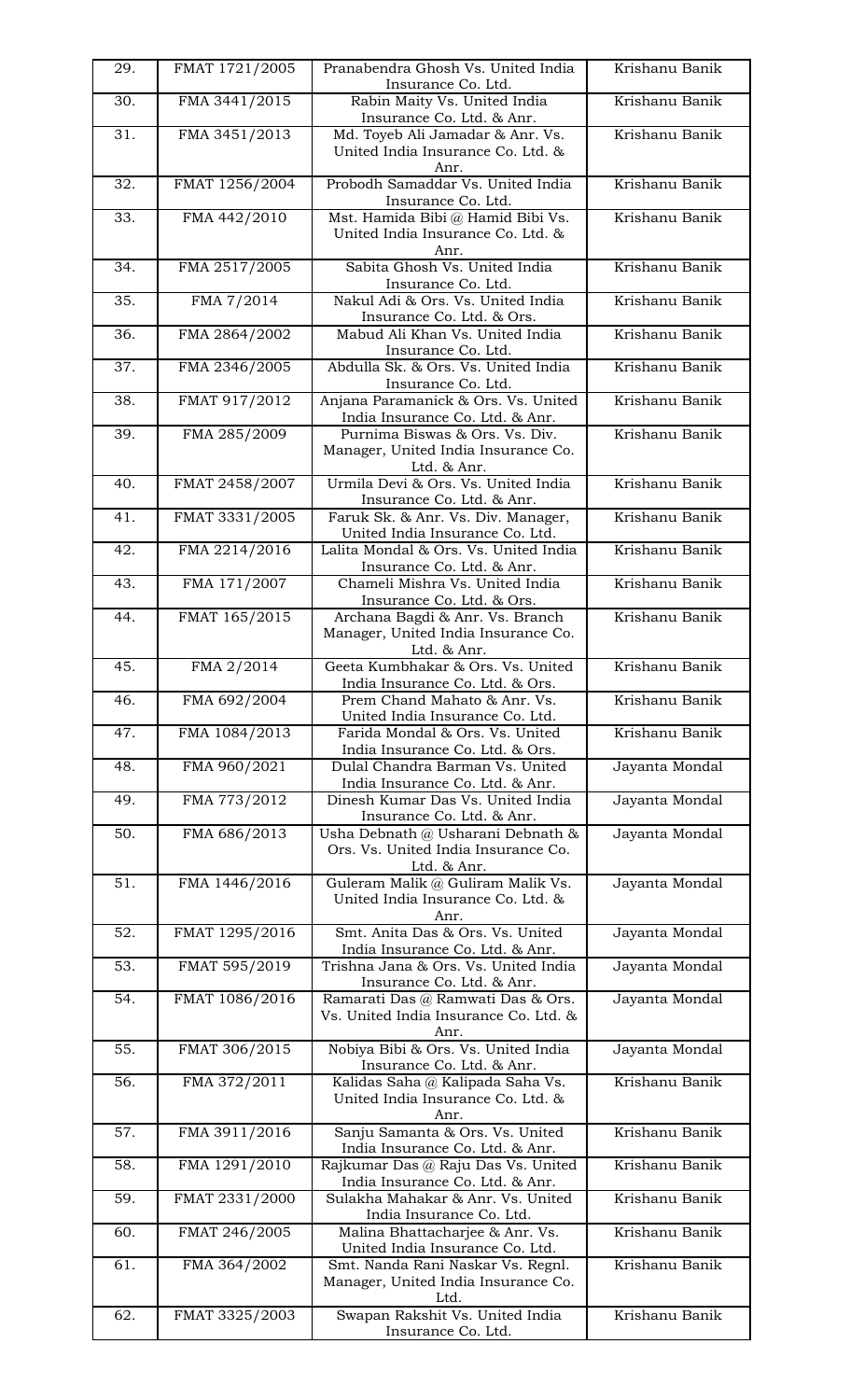| 29. | FMAT 1721/2005 | Pranabendra Ghosh Vs. United India Insurance Co. Ltd. | Krishanu Banik |
|---|---|---|---|
| 30. | FMA 3441/2015 | Rabin Maity Vs. United India Insurance Co. Ltd. & Anr. | Krishanu Banik |
| 31. | FMA 3451/2013 | Md. Toyeb Ali Jamadar & Anr. Vs. United India Insurance Co. Ltd. & Anr. | Krishanu Banik |
| 32. | FMAT 1256/2004 | Probodh Samaddar Vs. United India Insurance Co. Ltd. | Krishanu Banik |
| 33. | FMA 442/2010 | Mst. Hamida Bibi @ Hamid Bibi Vs. United India Insurance Co. Ltd. & Anr. | Krishanu Banik |
| 34. | FMA 2517/2005 | Sabita Ghosh Vs. United India Insurance Co. Ltd. | Krishanu Banik |
| 35. | FMA 7/2014 | Nakul Adi & Ors. Vs. United India Insurance Co. Ltd. & Ors. | Krishanu Banik |
| 36. | FMA 2864/2002 | Mabud Ali Khan Vs. United India Insurance Co. Ltd. | Krishanu Banik |
| 37. | FMA 2346/2005 | Abdulla Sk. & Ors. Vs. United India Insurance Co. Ltd. | Krishanu Banik |
| 38. | FMAT 917/2012 | Anjana Paramanick & Ors. Vs. United India Insurance Co. Ltd. & Anr. | Krishanu Banik |
| 39. | FMA 285/2009 | Purnima Biswas & Ors. Vs. Div. Manager, United India Insurance Co. Ltd. & Anr. | Krishanu Banik |
| 40. | FMAT 2458/2007 | Urmila Devi & Ors. Vs. United India Insurance Co. Ltd. & Anr. | Krishanu Banik |
| 41. | FMAT 3331/2005 | Faruk Sk. & Anr. Vs. Div. Manager, United India Insurance Co. Ltd. | Krishanu Banik |
| 42. | FMA 2214/2016 | Lalita Mondal & Ors. Vs. United India Insurance Co. Ltd. & Anr. | Krishanu Banik |
| 43. | FMA 171/2007 | Chameli Mishra Vs. United India Insurance Co. Ltd. & Ors. | Krishanu Banik |
| 44. | FMAT 165/2015 | Archana Bagdi & Anr. Vs. Branch Manager, United India Insurance Co. Ltd. & Anr. | Krishanu Banik |
| 45. | FMA 2/2014 | Geeta Kumbhakar & Ors. Vs. United India Insurance Co. Ltd. & Ors. | Krishanu Banik |
| 46. | FMA 692/2004 | Prem Chand Mahato & Anr. Vs. United India Insurance Co. Ltd. | Krishanu Banik |
| 47. | FMA 1084/2013 | Farida Mondal & Ors. Vs. United India Insurance Co. Ltd. & Ors. | Krishanu Banik |
| 48. | FMA 960/2021 | Dulal Chandra Barman Vs. United India Insurance Co. Ltd. & Anr. | Jayanta Mondal |
| 49. | FMA 773/2012 | Dinesh Kumar Das Vs. United India Insurance Co. Ltd. & Anr. | Jayanta Mondal |
| 50. | FMA 686/2013 | Usha Debnath @ Usharani Debnath & Ors. Vs. United India Insurance Co. Ltd. & Anr. | Jayanta Mondal |
| 51. | FMA 1446/2016 | Guleram Malik @ Guliram Malik Vs. United India Insurance Co. Ltd. & Anr. | Jayanta Mondal |
| 52. | FMAT 1295/2016 | Smt. Anita Das & Ors. Vs. United India Insurance Co. Ltd. & Anr. | Jayanta Mondal |
| 53. | FMAT 595/2019 | Trishna Jana & Ors. Vs. United India Insurance Co. Ltd. & Anr. | Jayanta Mondal |
| 54. | FMAT 1086/2016 | Ramarati Das @ Ramwati Das & Ors. Vs. United India Insurance Co. Ltd. & Anr. | Jayanta Mondal |
| 55. | FMAT 306/2015 | Nobiya Bibi & Ors. Vs. United India Insurance Co. Ltd. & Anr. | Jayanta Mondal |
| 56. | FMA 372/2011 | Kalidas Saha @ Kalipada Saha Vs. United India Insurance Co. Ltd. & Anr. | Krishanu Banik |
| 57. | FMA 3911/2016 | Sanju Samanta & Ors. Vs. United India Insurance Co. Ltd. & Anr. | Krishanu Banik |
| 58. | FMA 1291/2010 | Rajkumar Das @ Raju Das Vs. United India Insurance Co. Ltd. & Anr. | Krishanu Banik |
| 59. | FMAT 2331/2000 | Sulakha Mahakar & Anr. Vs. United India Insurance Co. Ltd. | Krishanu Banik |
| 60. | FMAT 246/2005 | Malina Bhattacharjee & Anr. Vs. United India Insurance Co. Ltd. | Krishanu Banik |
| 61. | FMA 364/2002 | Smt. Nanda Rani Naskar Vs. Regnl. Manager, United India Insurance Co. Ltd. | Krishanu Banik |
| 62. | FMAT 3325/2003 | Swapan Rakshit Vs. United India Insurance Co. Ltd. | Krishanu Banik |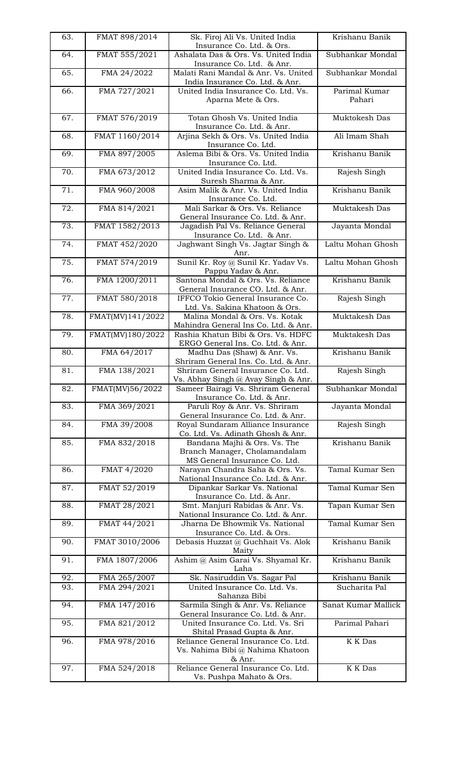| 63. | FMAT 898/2014 | Sk. Firoj Ali Vs. United India Insurance Co. Ltd. & Ors. | Krishanu Banik |
|---|---|---|---|
| 64. | FMAT 555/2021 | Ashalata Das & Ors. Vs. United India Insurance Co. Ltd. & Anr. | Subhankar Mondal |
| 65. | FMA 24/2022 | Malati Rani Mandal & Anr. Vs. United India Insurance Co. Ltd. & Anr. | Subhankar Mondal |
| 66. | FMA 727/2021 | United India Insurance Co. Ltd. Vs. Aparna Mete & Ors. | Parimal Kumar Pahari |
| 67. | FMAT 576/2019 | Totan Ghosh Vs. United India Insurance Co. Ltd. & Anr. | Muktokesh Das |
| 68. | FMAT 1160/2014 | Arjina Sekh & Ors. Vs. United India Insurance Co. Ltd. | Ali Imam Shah |
| 69. | FMA 897/2005 | Aslema Bibi & Ors. Vs. United India Insurance Co. Ltd. | Krishanu Banik |
| 70. | FMA 673/2012 | United India Insurance Co. Ltd. Vs. Suresh Sharma & Anr. | Rajesh Singh |
| 71. | FMA 960/2008 | Asim Malik & Anr. Vs. United India Insurance Co. Ltd. | Krishanu Banik |
| 72. | FMA 814/2021 | Mali Sarkar & Ors. Vs. Reliance General Insurance Co. Ltd. & Anr. | Muktakesh Das |
| 73. | FMAT 1582/2013 | Jagadish Pal Vs. Reliance General Insurance Co. Ltd. & Anr. | Jayanta Mondal |
| 74. | FMAT 452/2020 | Jaghwant Singh Vs. Jagtar Singh & Anr. | Laltu Mohan Ghosh |
| 75. | FMAT 574/2019 | Sunil Kr. Roy @ Sunil Kr. Yadav Vs. Pappu Yadav & Anr. | Laltu Mohan Ghosh |
| 76. | FMA 1200/2011 | Santona Mondal & Ors. Vs. Reliance General Insurance CO. Ltd. & Anr. | Krishanu Banik |
| 77. | FMAT 580/2018 | IFFCO Tokio General Insurance Co. Ltd. Vs. Sakina Khatoon & Ors. | Rajesh Singh |
| 78. | FMAT(MV)141/2022 | Malina Mondal & Ors. Vs. Kotak Mahindra General Ins Co. Ltd. & Anr. | Muktakesh Das |
| 79. | FMAT(MV)180/2022 | Rashia Khatun Bibi & Ors. Vs. HDFC ERGO General Ins. Co. Ltd. & Anr. | Muktakesh Das |
| 80. | FMA 64/2017 | Madhu Das (Shaw) & Anr. Vs. Shriram General Ins. Co. Ltd. & Anr. | Krishanu Banik |
| 81. | FMA 138/2021 | Shriram General Insurance Co. Ltd. Vs. Abhay Singh @ Avay Singh & Anr. | Rajesh Singh |
| 82. | FMAT(MV)56/2022 | Sameer Bairagi Vs. Shriram General Insurance Co. Ltd. & Anr. | Subhankar Mondal |
| 83. | FMA 369/2021 | Paruli Roy & Anr. Vs. Shriram General Insurance Co. Ltd. & Anr. | Jayanta Mondal |
| 84. | FMA 39/2008 | Royal Sundaram Alliance Insurance Co. Ltd. Vs. Adinath Ghosh & Anr. | Rajesh Singh |
| 85. | FMA 832/2018 | Bandana Majhi & Ors. Vs. The Branch Manager, Cholamandalam MS General Insurance Co. Ltd. | Krishanu Banik |
| 86. | FMAT 4/2020 | Narayan Chandra Saha & Ors. Vs. National Insurance Co. Ltd. & Anr. | Tamal Kumar Sen |
| 87. | FMAT 52/2019 | Dipankar Sarkar Vs. National Insurance Co. Ltd. & Anr. | Tamal Kumar Sen |
| 88. | FMAT 28/2021 | Smt. Manjuri Rabidas & Anr. Vs. National Insurance Co. Ltd. & Anr. | Tapan Kumar Sen |
| 89. | FMAT 44/2021 | Jharna De Bhowmik Vs. National Insurance Co. Ltd. & Ors. | Tamal Kumar Sen |
| 90. | FMAT 3010/2006 | Debasis Huzzat @ Guchhait Vs. Alok Maity | Krishanu Banik |
| 91. | FMA 1807/2006 | Ashim @ Asim Garai Vs. Shyamal Kr. Laha | Krishanu Banik |
| 92. | FMA 265/2007 | Sk. Nasiruddin Vs. Sagar Pal | Krishanu Banik |
| 93. | FMA 294/2021 | United Insurance Co. Ltd. Vs. Sahanza Bibi | Sucharita Pal |
| 94. | FMA 147/2016 | Sarmila Singh & Anr. Vs. Reliance General Insurance Co. Ltd. & Anr. | Sanat Kumar Mallick |
| 95. | FMA 821/2012 | United Insurance Co. Ltd. Vs. Sri Shital Prasad Gupta & Anr. | Parimal Pahari |
| 96. | FMA 978/2016 | Reliance General Insurance Co. Ltd. Vs. Nahima Bibi @ Nahima Khatoon & Anr. | K K Das |
| 97. | FMA 524/2018 | Reliance General Insurance Co. Ltd. Vs. Pushpa Mahato & Ors. | K K Das |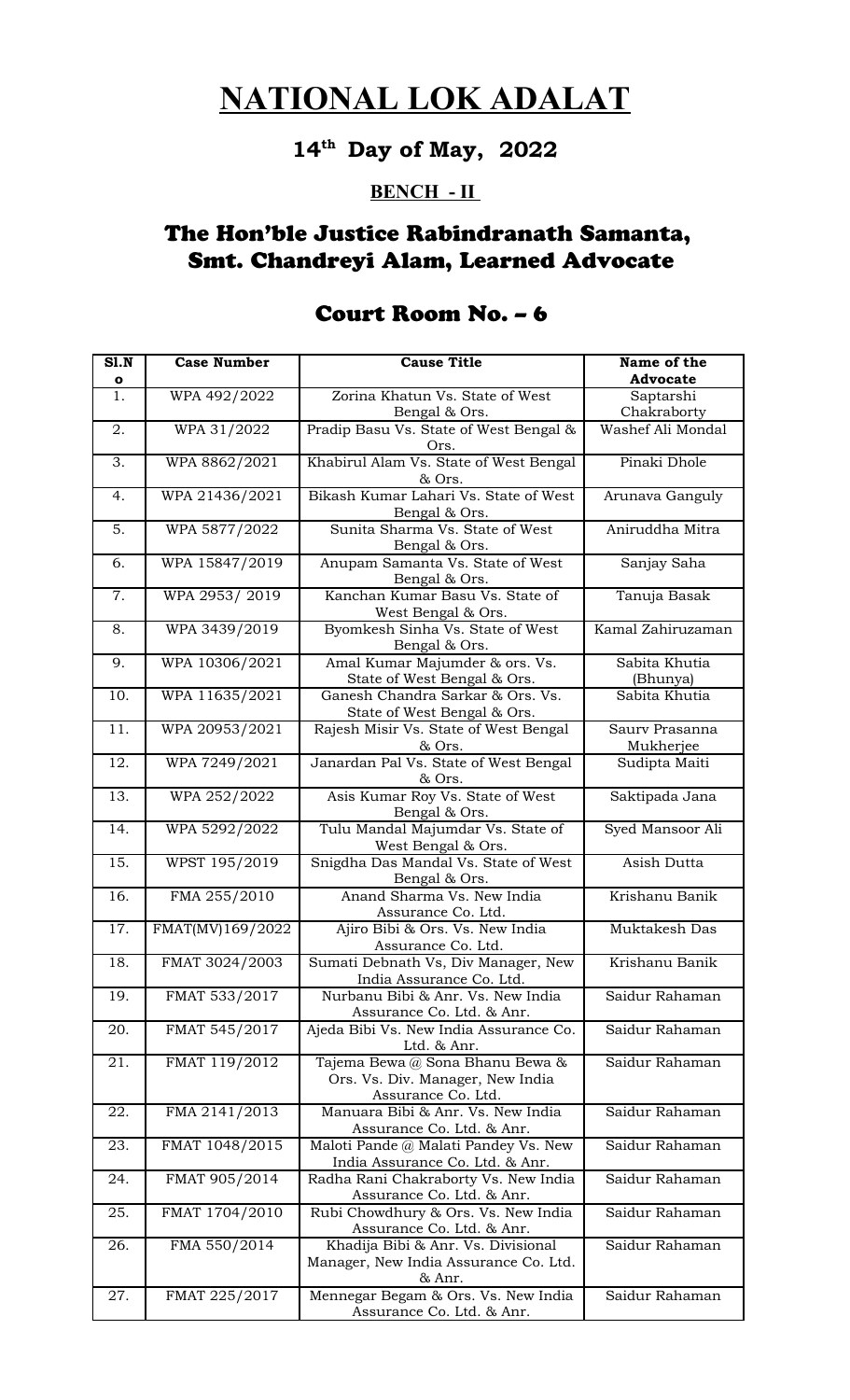# NATIONAL LOK ADALAT

## 14th Day of May, 2022

### BENCH - II

## The Hon'ble Justice Rabindranath Samanta, Smt. Chandreyi Alam, Learned Advocate

## Court Room No. – 6

| Sl.No | Case Number | Cause Title | Name of the Advocate |
|---|---|---|---|
| 1. | WPA 492/2022 | Zorina Khatun Vs. State of West Bengal & Ors. | Saptarshi Chakraborty |
| 2. | WPA 31/2022 | Pradip Basu Vs. State of West Bengal & Ors. | Washef Ali Mondal |
| 3. | WPA 8862/2021 | Khabirul Alam Vs. State of West Bengal & Ors. | Pinaki Dhole |
| 4. | WPA 21436/2021 | Bikash Kumar Lahari Vs. State of West Bengal & Ors. | Arunava Ganguly |
| 5. | WPA 5877/2022 | Sunita Sharma Vs. State of West Bengal & Ors. | Aniruddha Mitra |
| 6. | WPA 15847/2019 | Anupam Samanta Vs. State of West Bengal & Ors. | Sanjay Saha |
| 7. | WPA 2953/ 2019 | Kanchan Kumar Basu Vs. State of West Bengal & Ors. | Tanuja Basak |
| 8. | WPA 3439/2019 | Byomkesh Sinha Vs. State of West Bengal & Ors. | Kamal Zahiruzaman |
| 9. | WPA 10306/2021 | Amal Kumar Majumder & ors. Vs. State of West Bengal & Ors. | Sabita Khutia (Bhunya) |
| 10. | WPA 11635/2021 | Ganesh Chandra Sarkar & Ors. Vs. State of West Bengal & Ors. | Sabita Khutia |
| 11. | WPA 20953/2021 | Rajesh Misir Vs. State of West Bengal & Ors. | Saurv Prasanna Mukherjee |
| 12. | WPA 7249/2021 | Janardan Pal Vs. State of West Bengal & Ors. | Sudipta Maiti |
| 13. | WPA 252/2022 | Asis Kumar Roy Vs. State of West Bengal & Ors. | Saktipada Jana |
| 14. | WPA 5292/2022 | Tulu Mandal Majumdar Vs. State of West Bengal & Ors. | Syed Mansoor Ali |
| 15. | WPST 195/2019 | Snigdha Das Mandal Vs. State of West Bengal & Ors. | Asish Dutta |
| 16. | FMA 255/2010 | Anand Sharma Vs. New India Assurance Co. Ltd. | Krishanu Banik |
| 17. | FMAT(MV)169/2022 | Ajiro Bibi & Ors. Vs. New India Assurance Co. Ltd. | Muktakesh Das |
| 18. | FMAT 3024/2003 | Sumati Debnath Vs, Div Manager, New India Assurance Co. Ltd. | Krishanu Banik |
| 19. | FMAT 533/2017 | Nurbanu Bibi & Anr. Vs. New India Assurance Co. Ltd. & Anr. | Saidur Rahaman |
| 20. | FMAT 545/2017 | Ajeda Bibi Vs. New India Assurance Co. Ltd. & Anr. | Saidur Rahaman |
| 21. | FMAT 119/2012 | Tajema Bewa @ Sona Bhanu Bewa & Ors. Vs. Div. Manager, New India Assurance Co. Ltd. | Saidur Rahaman |
| 22. | FMA 2141/2013 | Manuara Bibi & Anr. Vs. New India Assurance Co. Ltd. & Anr. | Saidur Rahaman |
| 23. | FMAT 1048/2015 | Maloti Pande @ Malati Pandey Vs. New India Assurance Co. Ltd. & Anr. | Saidur Rahaman |
| 24. | FMAT 905/2014 | Radha Rani Chakraborty Vs. New India Assurance Co. Ltd. & Anr. | Saidur Rahaman |
| 25. | FMAT 1704/2010 | Rubi Chowdhury & Ors. Vs. New India Assurance Co. Ltd. & Anr. | Saidur Rahaman |
| 26. | FMA 550/2014 | Khadija Bibi & Anr. Vs. Divisional Manager, New India Assurance Co. Ltd. & Anr. | Saidur Rahaman |
| 27. | FMAT 225/2017 | Mennegar Begam & Ors. Vs. New India Assurance Co. Ltd. & Anr. | Saidur Rahaman |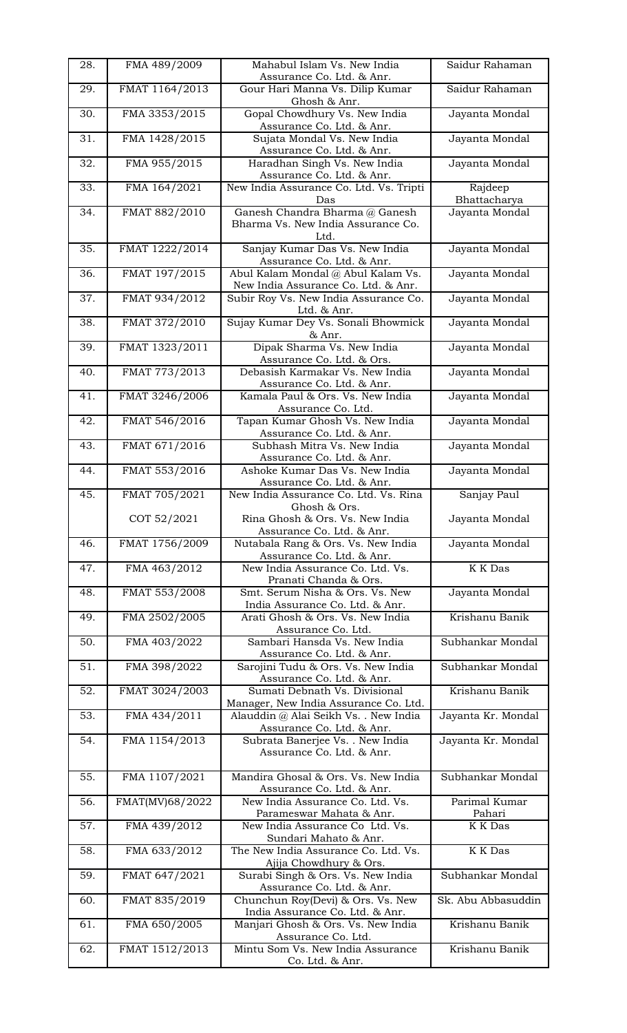| | | | |
|---|---|---|---|
| 28. | FMA 489/2009 | Mahabul Islam Vs. New India Assurance Co. Ltd. & Anr. | Saidur Rahaman |
| 29. | FMAT 1164/2013 | Gour Hari Manna Vs. Dilip Kumar Ghosh & Anr. | Saidur Rahaman |
| 30. | FMA 3353/2015 | Gopal Chowdhury Vs. New India Assurance Co. Ltd. & Anr. | Jayanta Mondal |
| 31. | FMA 1428/2015 | Sujata Mondal Vs. New India Assurance Co. Ltd. & Anr. | Jayanta Mondal |
| 32. | FMA 955/2015 | Haradhan Singh Vs. New India Assurance Co. Ltd. & Anr. | Jayanta Mondal |
| 33. | FMA 164/2021 | New India Assurance Co. Ltd. Vs. Tripti Das | Rajdeep Bhattacharya |
| 34. | FMAT 882/2010 | Ganesh Chandra Bharma @ Ganesh Bharma Vs. New India Assurance Co. Ltd. | Jayanta Mondal |
| 35. | FMAT 1222/2014 | Sanjay Kumar Das Vs. New India Assurance Co. Ltd. & Anr. | Jayanta Mondal |
| 36. | FMAT 197/2015 | Abul Kalam Mondal @ Abul Kalam Vs. New India Assurance Co. Ltd. & Anr. | Jayanta Mondal |
| 37. | FMAT 934/2012 | Subir Roy Vs. New India Assurance Co. Ltd. & Anr. | Jayanta Mondal |
| 38. | FMAT 372/2010 | Sujay Kumar Dey Vs. Sonali Bhowmick & Anr. | Jayanta Mondal |
| 39. | FMAT 1323/2011 | Dipak Sharma Vs. New India Assurance Co. Ltd. & Ors. | Jayanta Mondal |
| 40. | FMAT 773/2013 | Debasish Karmakar Vs. New India Assurance Co. Ltd. & Anr. | Jayanta Mondal |
| 41. | FMAT 3246/2006 | Kamala Paul & Ors. Vs. New India Assurance Co. Ltd. | Jayanta Mondal |
| 42. | FMAT 546/2016 | Tapan Kumar Ghosh Vs. New India Assurance Co. Ltd. & Anr. | Jayanta Mondal |
| 43. | FMAT 671/2016 | Subhash Mitra Vs. New India Assurance Co. Ltd. & Anr. | Jayanta Mondal |
| 44. | FMAT 553/2016 | Ashoke Kumar Das Vs. New India Assurance Co. Ltd. & Anr. | Jayanta Mondal |
| 45. | FMAT 705/2021<br><br>COT 52/2021 | New India Assurance Co. Ltd. Vs. Rina Ghosh & Ors.<br>Rina Ghosh & Ors. Vs. New India Assurance Co. Ltd. & Anr. | Sanjay Paul<br><br>Jayanta Mondal |
| 46. | FMAT 1756/2009 | Nutabala Rang & Ors. Vs. New India Assurance Co. Ltd. & Anr. | Jayanta Mondal |
| 47. | FMA 463/2012 | New India Assurance Co. Ltd. Vs. Pranati Chanda & Ors. | K K Das |
| 48. | FMAT 553/2008 | Smt. Serum Nisha & Ors. Vs. New India Assurance Co. Ltd. & Anr. | Jayanta Mondal |
| 49. | FMA 2502/2005 | Arati Ghosh & Ors. Vs. New India Assurance Co. Ltd. | Krishanu Banik |
| 50. | FMA 403/2022 | Sambari Hansda Vs. New India Assurance Co. Ltd. & Anr. | Subhankar Mondal |
| 51. | FMA 398/2022 | Sarojini Tudu & Ors. Vs. New India Assurance Co. Ltd. & Anr. | Subhankar Mondal |
| 52. | FMAT 3024/2003 | Sumati Debnath Vs. Divisional Manager, New India Assurance Co. Ltd. | Krishanu Banik |
| 53. | FMA 434/2011 | Alauddin @ Alai Seikh Vs. . New India Assurance Co. Ltd. & Anr. | Jayanta Kr. Mondal |
| 54. | FMA 1154/2013 | Subrata Banerjee Vs. . New India Assurance Co. Ltd. & Anr. | Jayanta Kr. Mondal |
| 55. | FMA 1107/2021 | Mandira Ghosal & Ors. Vs. New India Assurance Co. Ltd. & Anr. | Subhankar Mondal |
| 56. | FMAT(MV)68/2022 | New India Assurance Co. Ltd. Vs. Parameswar Mahata & Anr. | Parimal Kumar Pahari |
| 57. | FMA 439/2012 | New India Assurance Co Ltd. Vs. Sundari Mahato & Anr. | K K Das |
| 58. | FMA 633/2012 | The New India Assurance Co. Ltd. Vs. Ajija Chowdhury & Ors. | K K Das |
| 59. | FMAT 647/2021 | Surabi Singh & Ors. Vs. New India Assurance Co. Ltd. & Anr. | Subhankar Mondal |
| 60. | FMAT 835/2019 | Chunchun Roy(Devi) & Ors. Vs. New India Assurance Co. Ltd. & Anr. | Sk. Abu Abbasuddin |
| 61. | FMA 650/2005 | Manjari Ghosh & Ors. Vs. New India Assurance Co. Ltd. | Krishanu Banik |
| 62. | FMAT 1512/2013 | Mintu Som Vs. New India Assurance Co. Ltd. & Anr. | Krishanu Banik |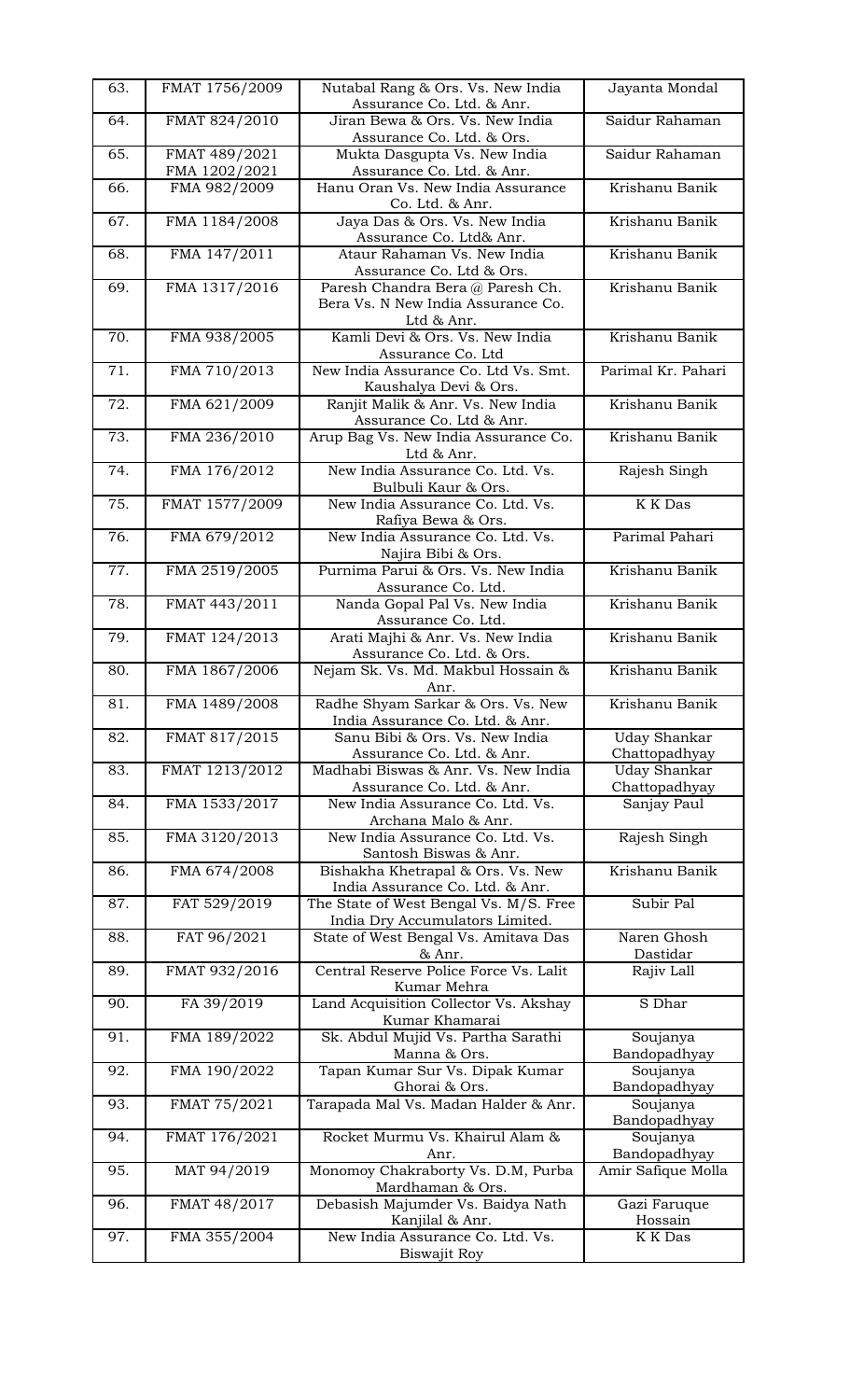| 63. | FMAT 1756/2009 | Nutabal Rang & Ors. Vs. New India Assurance Co. Ltd. & Anr. | Jayanta Mondal |
|---|---|---|---|
| 64. | FMAT 824/2010 | Jiran Bewa & Ors. Vs. New India Assurance Co. Ltd. & Ors. | Saidur Rahaman |
| 65. | FMAT 489/2021 FMA 1202/2021 | Mukta Dasgupta Vs. New India Assurance Co. Ltd. & Anr. | Saidur Rahaman |
| 66. | FMA 982/2009 | Hanu Oran Vs. New India Assurance Co. Ltd. & Anr. | Krishanu Banik |
| 67. | FMA 1184/2008 | Jaya Das & Ors. Vs. New India Assurance Co. Ltd& Anr. | Krishanu Banik |
| 68. | FMA 147/2011 | Ataur Rahaman Vs. New India Assurance Co. Ltd & Ors. | Krishanu Banik |
| 69. | FMA 1317/2016 | Paresh Chandra Bera @ Paresh Ch. Bera Vs. N New India Assurance Co. Ltd & Anr. | Krishanu Banik |
| 70. | FMA 938/2005 | Kamli Devi & Ors. Vs. New India Assurance Co. Ltd | Krishanu Banik |
| 71. | FMA 710/2013 | New India Assurance Co. Ltd Vs. Smt. Kaushalya Devi & Ors. | Parimal Kr. Pahari |
| 72. | FMA 621/2009 | Ranjit Malik & Anr. Vs. New India Assurance Co. Ltd & Anr. | Krishanu Banik |
| 73. | FMA 236/2010 | Arup Bag Vs. New India Assurance Co. Ltd & Anr. | Krishanu Banik |
| 74. | FMA 176/2012 | New India Assurance Co. Ltd. Vs. Bulbuli Kaur & Ors. | Rajesh Singh |
| 75. | FMAT 1577/2009 | New India Assurance Co. Ltd. Vs. Rafiya Bewa & Ors. | K K Das |
| 76. | FMA 679/2012 | New India Assurance Co. Ltd. Vs. Najira Bibi & Ors. | Parimal Pahari |
| 77. | FMA 2519/2005 | Purnima Parui & Ors. Vs. New India Assurance Co. Ltd. | Krishanu Banik |
| 78. | FMAT 443/2011 | Nanda Gopal Pal Vs. New India Assurance Co. Ltd. | Krishanu Banik |
| 79. | FMAT 124/2013 | Arati Majhi & Anr. Vs. New India Assurance Co. Ltd. & Ors. | Krishanu Banik |
| 80. | FMA 1867/2006 | Nejam Sk. Vs. Md. Makbul Hossain & Anr. | Krishanu Banik |
| 81. | FMA 1489/2008 | Radhe Shyam Sarkar & Ors. Vs. New India Assurance Co. Ltd. & Anr. | Krishanu Banik |
| 82. | FMAT 817/2015 | Sanu Bibi & Ors. Vs. New India Assurance Co. Ltd. & Anr. | Uday Shankar Chattopadhyay |
| 83. | FMAT 1213/2012 | Madhabi Biswas & Anr. Vs. New India Assurance Co. Ltd. & Anr. | Uday Shankar Chattopadhyay |
| 84. | FMA 1533/2017 | New India Assurance Co. Ltd. Vs. Archana Malo & Anr. | Sanjay Paul |
| 85. | FMA 3120/2013 | New India Assurance Co. Ltd. Vs. Santosh Biswas & Anr. | Rajesh Singh |
| 86. | FMA 674/2008 | Bishakha Khetrapal & Ors. Vs. New India Assurance Co. Ltd. & Anr. | Krishanu Banik |
| 87. | FAT 529/2019 | The State of West Bengal Vs. M/S. Free India Dry Accumulators Limited. | Subir Pal |
| 88. | FAT 96/2021 | State of West Bengal Vs. Amitava Das & Anr. | Naren Ghosh Dastidar |
| 89. | FMAT 932/2016 | Central Reserve Police Force Vs. Lalit Kumar Mehra | Rajiv Lall |
| 90. | FA 39/2019 | Land Acquisition Collector Vs. Akshay Kumar Khamarai | S Dhar |
| 91. | FMA 189/2022 | Sk. Abdul Mujid Vs. Partha Sarathi Manna & Ors. | Soujanya Bandopadhyay |
| 92. | FMA 190/2022 | Tapan Kumar Sur Vs. Dipak Kumar Ghorai & Ors. | Soujanya Bandopadhyay |
| 93. | FMAT 75/2021 | Tarapada Mal Vs. Madan Halder & Anr. | Soujanya Bandopadhyay |
| 94. | FMAT 176/2021 | Rocket Murmu Vs. Khairul Alam & Anr. | Soujanya Bandopadhyay |
| 95. | MAT 94/2019 | Monomoy Chakraborty Vs. D.M, Purba Mardhaman & Ors. | Amir Safique Molla |
| 96. | FMAT 48/2017 | Debasish Majumder Vs. Baidya Nath Kanjilal & Anr. | Gazi Faruque Hossain |
| 97. | FMA 355/2004 | New India Assurance Co. Ltd. Vs. Biswajit Roy | K K Das |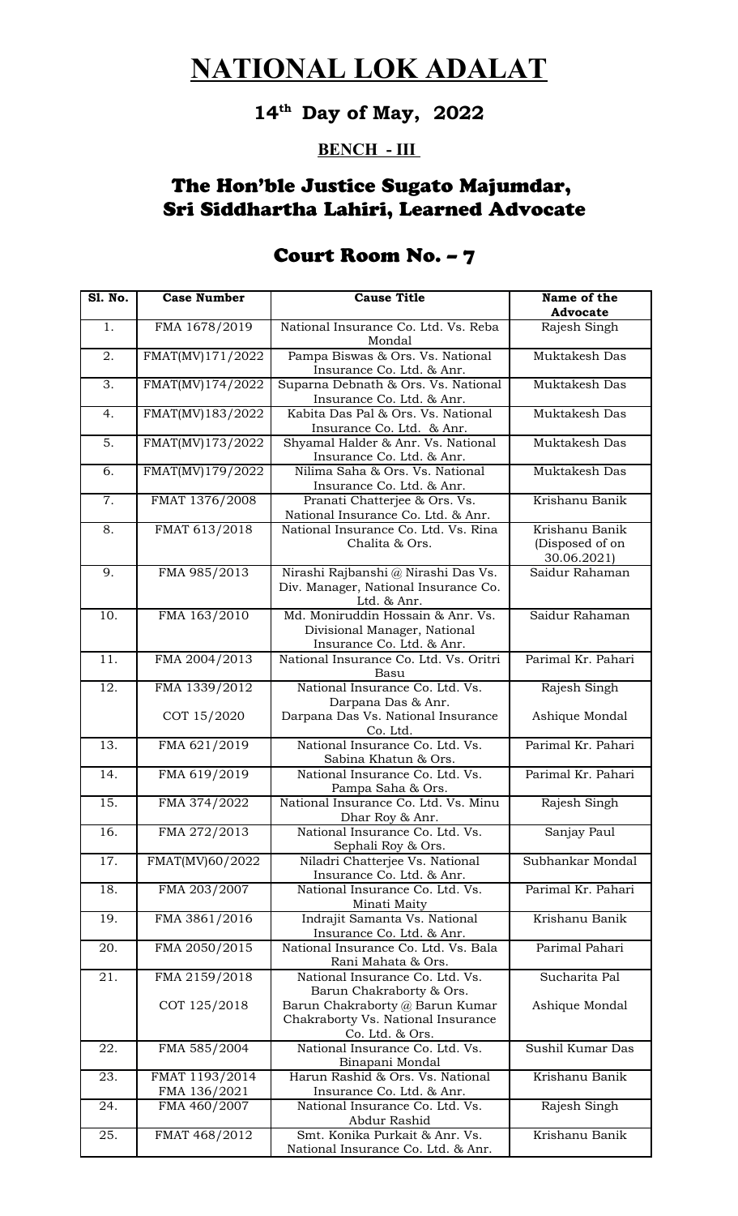# NATIONAL LOK ADALAT

## 14th Day of May, 2022

### BENCH - III

## The Hon'ble Justice Sugato Majumdar, Sri Siddhartha Lahiri, Learned Advocate

## Court Room No. – 7

| Sl. No. | Case Number | Cause Title | Name of the Advocate |
|---|---|---|---|
| 1. | FMA 1678/2019 | National Insurance Co. Ltd. Vs. Reba Mondal | Rajesh Singh |
| 2. | FMAT(MV)171/2022 | Pampa Biswas & Ors. Vs. National Insurance Co. Ltd. & Anr. | Muktakesh Das |
| 3. | FMAT(MV)174/2022 | Suparna Debnath & Ors. Vs. National Insurance Co. Ltd. & Anr. | Muktakesh Das |
| 4. | FMAT(MV)183/2022 | Kabita Das Pal & Ors. Vs. National Insurance Co. Ltd. & Anr. | Muktakesh Das |
| 5. | FMAT(MV)173/2022 | Shyamal Halder & Anr. Vs. National Insurance Co. Ltd. & Anr. | Muktakesh Das |
| 6. | FMAT(MV)179/2022 | Nilima Saha & Ors. Vs. National Insurance Co. Ltd. & Anr. | Muktakesh Das |
| 7. | FMAT 1376/2008 | Pranati Chatterjee & Ors. Vs. National Insurance Co. Ltd. & Anr. | Krishanu Banik |
| 8. | FMAT 613/2018 | National Insurance Co. Ltd. Vs. Rina Chalita & Ors. | Krishanu Banik (Disposed of on 30.06.2021) |
| 9. | FMA 985/2013 | Nirashi Rajbanshi @ Nirashi Das Vs. Div. Manager, National Insurance Co. Ltd. & Anr. | Saidur Rahaman |
| 10. | FMA 163/2010 | Md. Moniruddin Hossain & Anr. Vs. Divisional Manager, National Insurance Co. Ltd. & Anr. | Saidur Rahaman |
| 11. | FMA 2004/2013 | National Insurance Co. Ltd. Vs. Oritri Basu | Parimal Kr. Pahari |
| 12. | FMA 1339/2012<br>COT 15/2020 | National Insurance Co. Ltd. Vs. Darpana Das & Anr.<br>Darpana Das Vs. National Insurance Co. Ltd. | Rajesh Singh<br>Ashique Mondal |
| 13. | FMA 621/2019 | National Insurance Co. Ltd. Vs. Sabina Khatun & Ors. | Parimal Kr. Pahari |
| 14. | FMA 619/2019 | National Insurance Co. Ltd. Vs. Pampa Saha & Ors. | Parimal Kr. Pahari |
| 15. | FMA 374/2022 | National Insurance Co. Ltd. Vs. Minu Dhar Roy & Anr. | Rajesh Singh |
| 16. | FMA 272/2013 | National Insurance Co. Ltd. Vs. Sephali Roy & Ors. | Sanjay Paul |
| 17. | FMAT(MV)60/2022 | Niladri Chatterjee Vs. National Insurance Co. Ltd. & Anr. | Subhankar Mondal |
| 18. | FMA 203/2007 | National Insurance Co. Ltd. Vs. Minati Maity | Parimal Kr. Pahari |
| 19. | FMA 3861/2016 | Indrajit Samanta Vs. National Insurance Co. Ltd. & Anr. | Krishanu Banik |
| 20. | FMA 2050/2015 | National Insurance Co. Ltd. Vs. Bala Rani Mahata & Ors. | Parimal Pahari |
| 21. | FMA 2159/2018<br>COT 125/2018 | National Insurance Co. Ltd. Vs. Barun Chakraborty & Ors.<br>Barun Chakraborty @ Barun Kumar Chakraborty Vs. National Insurance Co. Ltd. & Ors. | Sucharita Pal<br>Ashique Mondal |
| 22. | FMA 585/2004 | National Insurance Co. Ltd. Vs. Binapani Mondal | Sushil Kumar Das |
| 23. | FMAT 1193/2014<br>FMA 136/2021 | Harun Rashid & Ors. Vs. National Insurance Co. Ltd. & Anr. | Krishanu Banik |
| 24. | FMA 460/2007 | National Insurance Co. Ltd. Vs. Abdur Rashid | Rajesh Singh |
| 25. | FMAT 468/2012 | Smt. Konika Purkait & Anr. Vs. National Insurance Co. Ltd. & Anr. | Krishanu Banik |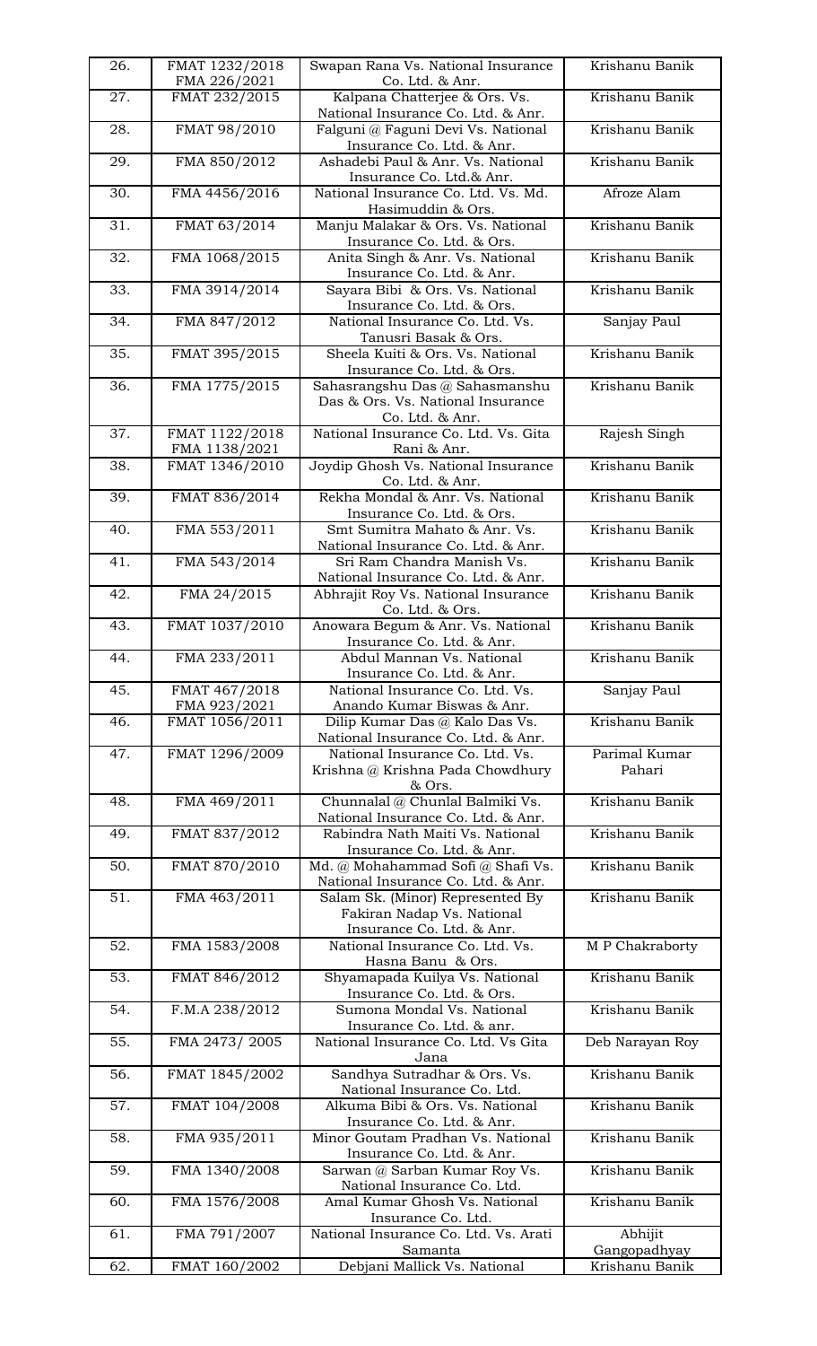| 26. | FMAT 1232/2018<br>FMA 226/2021 | Swapan Rana Vs. National Insurance Co. Ltd. & Anr. | Krishanu Banik |
|---|---|---|---|
| 27. | FMAT 232/2015 | Kalpana Chatterjee & Ors. Vs. National Insurance Co. Ltd. & Anr. | Krishanu Banik |
| 28. | FMAT 98/2010 | Falguni @ Faguni Devi Vs. National Insurance Co. Ltd. & Anr. | Krishanu Banik |
| 29. | FMA 850/2012 | Ashadebi Paul & Anr. Vs. National Insurance Co. Ltd.& Anr. | Krishanu Banik |
| 30. | FMA 4456/2016 | National Insurance Co. Ltd. Vs. Md. Hasimuddin & Ors. | Afroze Alam |
| 31. | FMAT 63/2014 | Manju Malakar & Ors. Vs. National Insurance Co. Ltd. & Ors. | Krishanu Banik |
| 32. | FMA 1068/2015 | Anita Singh & Anr. Vs. National Insurance Co. Ltd. & Anr. | Krishanu Banik |
| 33. | FMA 3914/2014 | Sayara Bibi & Ors. Vs. National Insurance Co. Ltd. & Ors. | Krishanu Banik |
| 34. | FMA 847/2012 | National Insurance Co. Ltd. Vs. Tanusri Basak & Ors. | Sanjay Paul |
| 35. | FMAT 395/2015 | Sheela Kuiti & Ors. Vs. National Insurance Co. Ltd. & Ors. | Krishanu Banik |
| 36. | FMA 1775/2015 | Sahasrangshu Das @ Sahasmanshu Das & Ors. Vs. National Insurance Co. Ltd. & Anr. | Krishanu Banik |
| 37. | FMAT 1122/2018<br>FMA 1138/2021 | National Insurance Co. Ltd. Vs. Gita Rani & Anr. | Rajesh Singh |
| 38. | FMAT 1346/2010 | Joydip Ghosh Vs. National Insurance Co. Ltd. & Anr. | Krishanu Banik |
| 39. | FMAT 836/2014 | Rekha Mondal & Anr. Vs. National Insurance Co. Ltd. & Ors. | Krishanu Banik |
| 40. | FMA 553/2011 | Smt Sumitra Mahato & Anr. Vs. National Insurance Co. Ltd. & Anr. | Krishanu Banik |
| 41. | FMA 543/2014 | Sri Ram Chandra Manish Vs. National Insurance Co. Ltd. & Anr. | Krishanu Banik |
| 42. | FMA 24/2015 | Abhrajit Roy Vs. National Insurance Co. Ltd. & Ors. | Krishanu Banik |
| 43. | FMAT 1037/2010 | Anowara Begum & Anr. Vs. National Insurance Co. Ltd. & Anr. | Krishanu Banik |
| 44. | FMA 233/2011 | Abdul Mannan Vs. National Insurance Co. Ltd. & Anr. | Krishanu Banik |
| 45. | FMAT 467/2018<br>FMA 923/2021 | National Insurance Co. Ltd. Vs. Anando Kumar Biswas & Anr. | Sanjay Paul |
| 46. | FMAT 1056/2011 | Dilip Kumar Das @ Kalo Das Vs. National Insurance Co. Ltd. & Anr. | Krishanu Banik |
| 47. | FMAT 1296/2009 | National Insurance Co. Ltd. Vs. Krishna @ Krishna Pada Chowdhury & Ors. | Parimal Kumar Pahari |
| 48. | FMA 469/2011 | Chunnalal @ Chunlal Balmiki Vs. National Insurance Co. Ltd. & Anr. | Krishanu Banik |
| 49. | FMAT 837/2012 | Rabindra Nath Maiti Vs. National Insurance Co. Ltd. & Anr. | Krishanu Banik |
| 50. | FMAT 870/2010 | Md. @ Mohahammad Sofi @ Shafi Vs. National Insurance Co. Ltd. & Anr. | Krishanu Banik |
| 51. | FMA 463/2011 | Salam Sk. (Minor) Represented By Fakiran Nadap Vs. National Insurance Co. Ltd. & Anr. | Krishanu Banik |
| 52. | FMA 1583/2008 | National Insurance Co. Ltd. Vs. Hasna Banu & Ors. | M P Chakraborty |
| 53. | FMAT 846/2012 | Shyamapada Kuilya Vs. National Insurance Co. Ltd. & Ors. | Krishanu Banik |
| 54. | F.M.A 238/2012 | Sumona Mondal Vs. National Insurance Co. Ltd. & anr. | Krishanu Banik |
| 55. | FMA 2473/ 2005 | National Insurance Co. Ltd. Vs Gita Jana | Deb Narayan Roy |
| 56. | FMAT 1845/2002 | Sandhya Sutradhar & Ors. Vs. National Insurance Co. Ltd. | Krishanu Banik |
| 57. | FMAT 104/2008 | Alkuma Bibi & Ors. Vs. National Insurance Co. Ltd. & Anr. | Krishanu Banik |
| 58. | FMA 935/2011 | Minor Goutam Pradhan Vs. National Insurance Co. Ltd. & Anr. | Krishanu Banik |
| 59. | FMA 1340/2008 | Sarwan @ Sarban Kumar Roy Vs. National Insurance Co. Ltd. | Krishanu Banik |
| 60. | FMA 1576/2008 | Amal Kumar Ghosh Vs. National Insurance Co. Ltd. | Krishanu Banik |
| 61. | FMA 791/2007 | National Insurance Co. Ltd. Vs. Arati Samanta | Abhijit Gangopadhyay |
| 62. | FMAT 160/2002 | Debjani Mallick Vs. National | Krishanu Banik |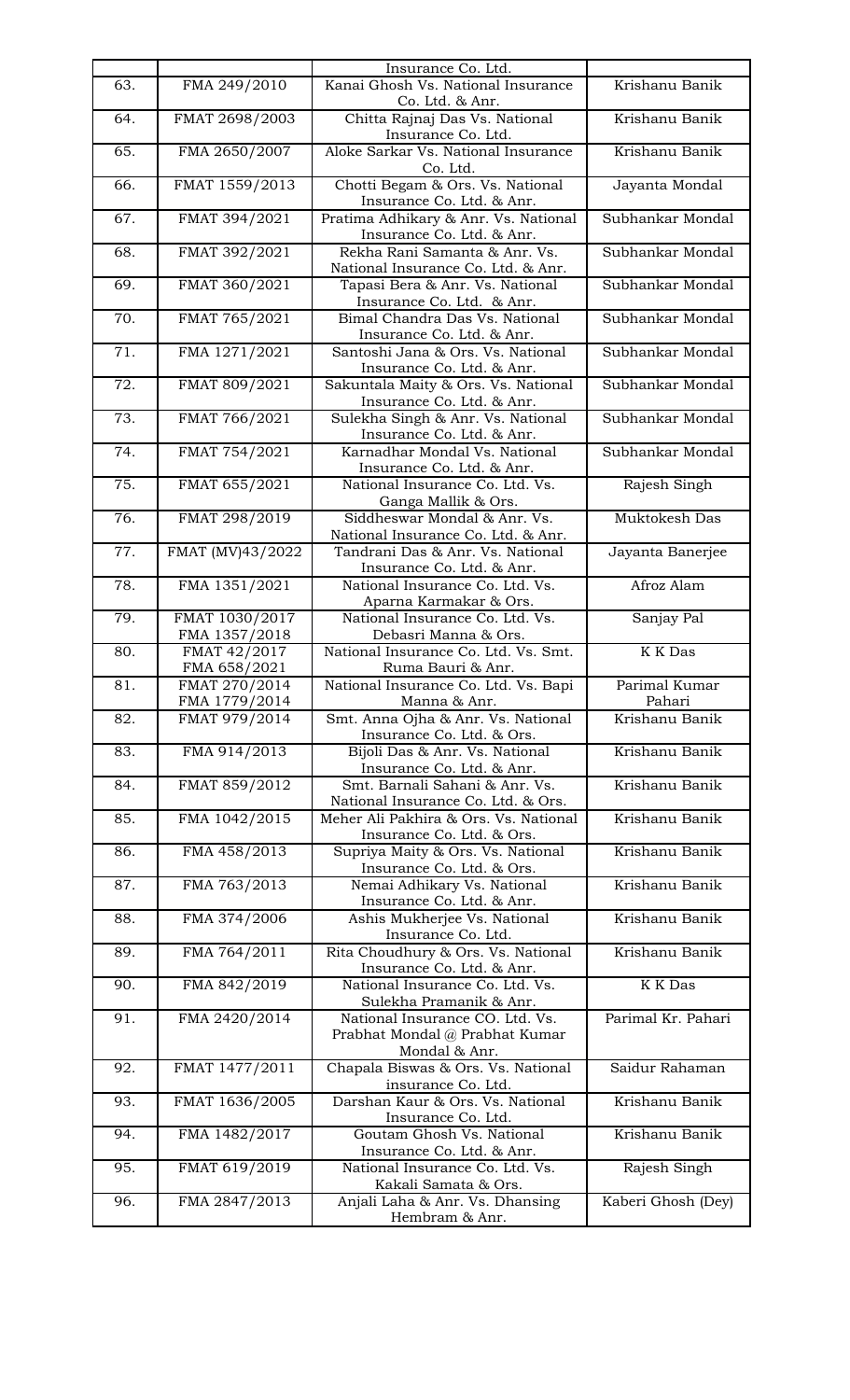| | | Insurance Co. Ltd. | |
|---|---|---|---|
| 63. | FMA 249/2010 | Kanai Ghosh Vs. National Insurance Co. Ltd. & Anr. | Krishanu Banik |
| 64. | FMAT 2698/2003 | Chitta Rajnaj Das Vs. National Insurance Co. Ltd. | Krishanu Banik |
| 65. | FMA 2650/2007 | Aloke Sarkar Vs. National Insurance Co. Ltd. | Krishanu Banik |
| 66. | FMAT 1559/2013 | Chotti Begam & Ors. Vs. National Insurance Co. Ltd. & Anr. | Jayanta Mondal |
| 67. | FMAT 394/2021 | Pratima Adhikary & Anr. Vs. National Insurance Co. Ltd. & Anr. | Subhankar Mondal |
| 68. | FMAT 392/2021 | Rekha Rani Samanta & Anr. Vs. National Insurance Co. Ltd. & Anr. | Subhankar Mondal |
| 69. | FMAT 360/2021 | Tapasi Bera & Anr. Vs. National Insurance Co. Ltd. & Anr. | Subhankar Mondal |
| 70. | FMAT 765/2021 | Bimal Chandra Das Vs. National Insurance Co. Ltd. & Anr. | Subhankar Mondal |
| 71. | FMA 1271/2021 | Santoshi Jana & Ors. Vs. National Insurance Co. Ltd. & Anr. | Subhankar Mondal |
| 72. | FMAT 809/2021 | Sakuntala Maity & Ors. Vs. National Insurance Co. Ltd. & Anr. | Subhankar Mondal |
| 73. | FMAT 766/2021 | Sulekha Singh & Anr. Vs. National Insurance Co. Ltd. & Anr. | Subhankar Mondal |
| 74. | FMAT 754/2021 | Karnadhar Mondal Vs. National Insurance Co. Ltd. & Anr. | Subhankar Mondal |
| 75. | FMAT 655/2021 | National Insurance Co. Ltd. Vs. Ganga Mallik & Ors. | Rajesh Singh |
| 76. | FMAT 298/2019 | Siddheswar Mondal & Anr. Vs. National Insurance Co. Ltd. & Anr. | Muktokesh Das |
| 77. | FMAT (MV)43/2022 | Tandrani Das & Anr. Vs. National Insurance Co. Ltd. & Anr. | Jayanta Banerjee |
| 78. | FMA 1351/2021 | National Insurance Co. Ltd. Vs. Aparna Karmakar & Ors. | Afroz Alam |
| 79. | FMAT 1030/2017<br>FMA 1357/2018 | National Insurance Co. Ltd. Vs. Debasri Manna & Ors. | Sanjay Pal |
| 80. | FMAT 42/2017<br>FMA 658/2021 | National Insurance Co. Ltd. Vs. Smt. Ruma Bauri & Anr. | K K Das |
| 81. | FMAT 270/2014<br>FMA 1779/2014 | National Insurance Co. Ltd. Vs. Bapi Manna & Anr. | Parimal Kumar Pahari |
| 82. | FMAT 979/2014 | Smt. Anna Ojha & Anr. Vs. National Insurance Co. Ltd. & Ors. | Krishanu Banik |
| 83. | FMA 914/2013 | Bijoli Das & Anr. Vs. National Insurance Co. Ltd. & Anr. | Krishanu Banik |
| 84. | FMAT 859/2012 | Smt. Barnali Sahani & Anr. Vs. National Insurance Co. Ltd. & Ors. | Krishanu Banik |
| 85. | FMA 1042/2015 | Meher Ali Pakhira & Ors. Vs. National Insurance Co. Ltd. & Ors. | Krishanu Banik |
| 86. | FMA 458/2013 | Supriya Maity & Ors. Vs. National Insurance Co. Ltd. & Ors. | Krishanu Banik |
| 87. | FMA 763/2013 | Nemai Adhikary Vs. National Insurance Co. Ltd. & Anr. | Krishanu Banik |
| 88. | FMA 374/2006 | Ashis Mukherjee Vs. National Insurance Co. Ltd. | Krishanu Banik |
| 89. | FMA 764/2011 | Rita Choudhury & Ors. Vs. National Insurance Co. Ltd. & Anr. | Krishanu Banik |
| 90. | FMA 842/2019 | National Insurance Co. Ltd. Vs. Sulekha Pramanik & Anr. | K K Das |
| 91. | FMA 2420/2014 | National Insurance CO. Ltd. Vs. Prabhat Mondal @ Prabhat Kumar Mondal & Anr. | Parimal Kr. Pahari |
| 92. | FMAT 1477/2011 | Chapala Biswas & Ors. Vs. National insurance Co. Ltd. | Saidur Rahaman |
| 93. | FMAT 1636/2005 | Darshan Kaur & Ors. Vs. National Insurance Co. Ltd. | Krishanu Banik |
| 94. | FMA 1482/2017 | Goutam Ghosh Vs. National Insurance Co. Ltd. & Anr. | Krishanu Banik |
| 95. | FMAT 619/2019 | National Insurance Co. Ltd. Vs. Kakali Samata & Ors. | Rajesh Singh |
| 96. | FMA 2847/2013 | Anjali Laha & Anr. Vs. Dhansing Hembram & Anr. | Kaberi Ghosh (Dey) |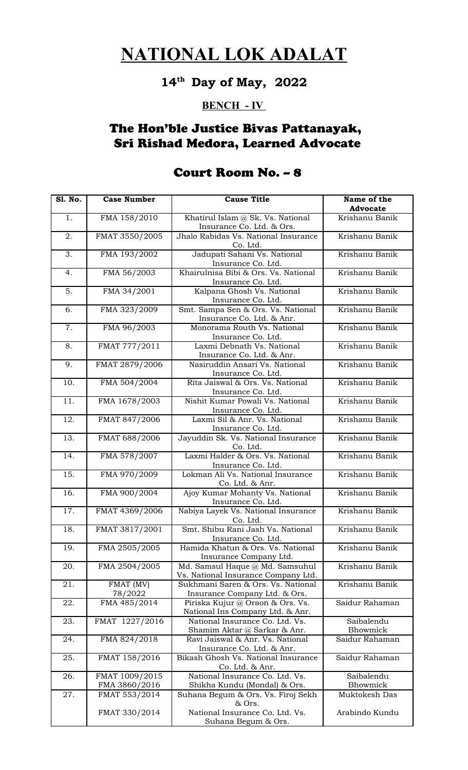# NATIONAL LOK ADALAT

## 14th Day of May, 2022

### BENCH - IV

## The Hon'ble Justice Bivas Pattanayak, Sri Rishad Medora, Learned Advocate

## Court Room No. – 8

| Sl. No. | Case Number | Cause Title | Name of the Advocate |
|---|---|---|---|
| 1. | FMA 158/2010 | Khatirul Islam @ Sk. Vs. National Insurance Co. Ltd. & Ors. | Krishanu Banik |
| 2. | FMAT 3550/2005 | Jhalo Rabidas Vs. National Insurance Co. Ltd. | Krishanu Banik |
| 3. | FMA 193/2002 | Jadupati Sahani Vs. National Insurance Co. Ltd. | Krishanu Banik |
| 4. | FMA 56/2003 | Khairulnisa Bibi & Ors. Vs. National Insurance Co. Ltd. | Krishanu Banik |
| 5. | FMA 34/2001 | Kalpana Ghosh Vs. National Insurance Co. Ltd. | Krishanu Banik |
| 6. | FMA 323/2009 | Smt. Sampa Sen & Ors. Vs. National Insurance Co. Ltd. & Anr. | Krishanu Banik |
| 7. | FMA 96/2003 | Monorama Routh Vs. National Insurance Co. Ltd. | Krishanu Banik |
| 8. | FMAT 777/2011 | Laxmi Debnath Vs. National Insurance Co. Ltd. & Anr. | Krishanu Banik |
| 9. | FMAT 2879/2006 | Nasiruddin Ansari Vs. National Insurance Co. Ltd. | Krishanu Banik |
| 10. | FMA 504/2004 | Rita Jaiswal & Ors. Vs. National Insurance Co. Ltd. | Krishanu Banik |
| 11. | FMA 1678/2003 | Nishit Kumar Powali Vs. National Insurance Co. Ltd. | Krishanu Banik |
| 12. | FMAT 847/2006 | Laxmi Sil & Anr. Vs. National Insurance Co. Ltd. | Krishanu Banik |
| 13. | FMAT 688/2006 | Jayuddin Sk. Vs. National Insurance Co. Ltd. | Krishanu Banik |
| 14. | FMA 578/2007 | Laxmi Halder & Ors. Vs. National Insurance Co. Ltd. | Krishanu Banik |
| 15. | FMA 970/2009 | Lokman Ali Vs. National Insurance Co. Ltd. & Anr. | Krishanu Banik |
| 16. | FMA 900/2004 | Ajoy Kumar Mohanty Vs. National Insurance Co. Ltd. | Krishanu Banik |
| 17. | FMAT 4369/2006 | Nabiya Layek Vs. National Insurance Co. Ltd. | Krishanu Banik |
| 18. | FMAT 3817/2001 | Smt. Shibu Rani Jash Vs. National Insurance Co. Ltd. | Krishanu Banik |
| 19. | FMA 2505/2005 | Hamida Khatun & Ors. Vs. National Insurance Company Ltd. | Krishanu Banik |
| 20. | FMA 2504/2005 | Md. Samsul Haque @ Md. Samsuhul Vs. National Insurance Company Ltd. | Krishanu Banik |
| 21. | FMAT (MV) 78/2022 | Sukhmani Saren & Ors. Vs. National Insurance Company Ltd. & Ors. | Krishanu Banik |
| 22. | FMA 485/2014 | Piriska Kujur @ Oraon & Ors. Vs. National Ins Company Ltd. & Anr. | Saidur Rahaman |
| 23. | FMAT 1227/2016 | National Insurance Co. Ltd. Vs. Shamim Aktar @ Sarkar & Anr. | Saibalendu Bhowmick |
| 24. | FMA 824/2018 | Ravi Jaiswal & Anr. Vs. National Insurance Co. Ltd. & Anr. | Saidur Rahaman |
| 25. | FMAT 158/2016 | Bikash Ghosh Vs. National Insurance Co. Ltd. & Anr. | Saidur Rahaman |
| 26. | FMAT 1009/2015<br>FMA 3860/2016 | National Insurance Co. Ltd. Vs. Shikha Kundu (Mondal) & Ors. | Saibalendu Bhowmick |
| 27. | FMAT 553/2014<br><br>FMAT 330/2014 | Suhana Begum & Ors. Vs. Firoj Sekh & Ors.<br>National Insurance Co. Ltd. Vs. Suhana Begum & Ors. | Muktokesh Das<br><br>Arabindo Kundu |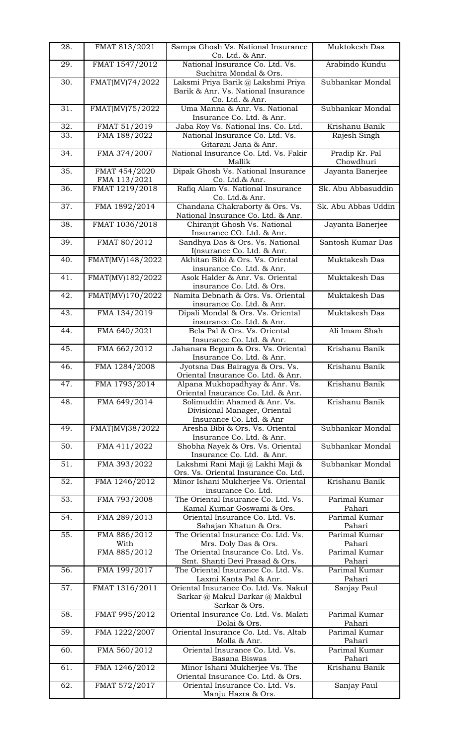| 28. | FMAT 813/2021 | Sampa Ghosh Vs. National Insurance Co. Ltd. & Anr. | Muktokesh Das |
|---|---|---|---|
| 29. | FMAT 1547/2012 | National Insurance Co. Ltd. Vs. Suchitra Mondal & Ors. | Arabindo Kundu |
| 30. | FMAT(MV)74/2022 | Laksmi Priya Barik @ Lakshmi Priya Barik & Anr. Vs. National Insurance Co. Ltd. & Anr. | Subhankar Mondal |
| 31. | FMAT(MV)75/2022 | Uma Manna & Anr. Vs. National Insurance Co. Ltd. & Anr. | Subhankar Mondal |
| 32. | FMAT 51/2019 | Jaba Roy Vs. National Ins. Co. Ltd. | Krishanu Banik |
| 33. | FMA 188/2022 | National Insurance Co. Ltd. Vs. Gitarani Jana & Anr. | Rajesh Singh |
| 34. | FMA 374/2007 | National Insurance Co. Ltd. Vs. Fakir Mallik | Pradip Kr. Pal Chowdhuri |
| 35. | FMAT 454/2020 FMA 113/2021 | Dipak Ghosh Vs. National Insurance Co. Ltd.& Anr. | Jayanta Banerjee |
| 36. | FMAT 1219/2018 | Rafiq Alam Vs. National Insurance Co. Ltd.& Anr. | Sk. Abu Abbasuddin |
| 37. | FMA 1892/2014 | Chandana Chakraborty & Ors. Vs. National Insurance Co. Ltd. & Anr. | Sk. Abu Abbas Uddin |
| 38. | FMAT 1036/2018 | Chiranjit Ghosh Vs. National Insurance CO. Ltd. & Anr. | Jayanta Banerjee |
| 39. | FMAT 80/2012 | Sandhya Das & Ors. Vs. National I(nsurance Co. Ltd. & Anr. | Santosh Kumar Das |
| 40. | FMAT(MV)148/2022 | Akhitan Bibi & Ors. Vs. Oriental insurance Co. Ltd. & Anr. | Muktakesh Das |
| 41. | FMAT(MV)182/2022 | Asok Halder & Anr. Vs. Oriental insurance Co. Ltd. & Ors. | Muktakesh Das |
| 42. | FMAT(MV)170/2022 | Namita Debnath & Ors. Vs. Oriental insurance Co. Ltd. & Anr. | Muktakesh Das |
| 43. | FMA 134/2019 | Dipali Mondal & Ors. Vs. Oriental insurance Co. Ltd. & Anr. | Muktakesh Das |
| 44. | FMA 640/2021 | Bela Pal & Ors. Vs. Oriental Insurance Co. Ltd. & Anr. | Ali Imam Shah |
| 45. | FMA 662/2012 | Jahanara Begum & Ors. Vs. Oriental Insurance Co. Ltd. & Anr. | Krishanu Banik |
| 46. | FMA 1284/2008 | Jyotsna Das Bairagya & Ors. Vs. Oriental Insurance Co. Ltd. & Anr. | Krishanu Banik |
| 47. | FMA 1793/2014 | Alpana Mukhopadhyay & Anr. Vs. Oriental Insurance Co. Ltd. & Anr. | Krishanu Banik |
| 48. | FMA 649/2014 | Solimuddin Ahamed & Anr. Vs. Divisional Manager, Oriental Insurance Co. Ltd. & Anr | Krishanu Banik |
| 49. | FMAT(MV)38/2022 | Aresha Bibi & Ors. Vs. Oriental Insurance Co. Ltd. & Anr. | Subhankar Mondal |
| 50. | FMA 411/2022 | Shobha Nayek & Ors. Vs. Oriental Insurance Co. Ltd. & Anr. | Subhankar Mondal |
| 51. | FMA 393/2022 | Lakshmi Rani Maji @ Lakhi Maji & Ors. Vs. Oriental Insurance Co. Ltd. | Subhankar Mondal |
| 52. | FMA 1246/2012 | Minor Ishani Mukherjee Vs. Oriental insurance Co. Ltd. | Krishanu Banik |
| 53. | FMA 793/2008 | The Oriental Insurance Co. Ltd. Vs. Kamal Kumar Goswami & Ors. | Parimal Kumar Pahari |
| 54. | FMA 289/2013 | Oriental Insurance Co. Ltd. Vs. Sahajan Khatun & Ors. | Parimal Kumar Pahari |
| 55. | FMA 886/2012 With FMA 885/2012 | The Oriental Insurance Co. Ltd. Vs. Mrs. Doly Das & Ors. The Oriental Insurance Co. Ltd. Vs. Smt. Shanti Devi Prasad & Ors. | Parimal Kumar Pahari Parimal Kumar Pahari |
| 56. | FMA 199/2017 | The Oriental Insurance Co. Ltd. Vs. Laxmi Kanta Pal & Anr. | Parimal Kumar Pahari |
| 57. | FMAT 1316/2011 | Oriental Insurance Co. Ltd. Vs. Nakul Sarkar @ Makul Darkar @ Makbul Sarkar & Ors. | Sanjay Paul |
| 58. | FMAT 995/2012 | Oriental Insurance Co. Ltd. Vs. Malati Dolai & Ors. | Parimal Kumar Pahari |
| 59. | FMA 1222/2007 | Oriental Insurance Co. Ltd. Vs. Altab Molla & Anr. | Parimal Kumar Pahari |
| 60. | FMA 560/2012 | Oriental Insurance Co. Ltd. Vs. Basana Biswas | Parimal Kumar Pahari |
| 61. | FMA 1246/2012 | Minor Ishani Mukherjee Vs. The Oriental Insurance Co. Ltd. & Ors. | Krishanu Banik |
| 62. | FMAT 572/2017 | Oriental Insurance Co. Ltd. Vs. Manju Hazra & Ors. | Sanjay Paul |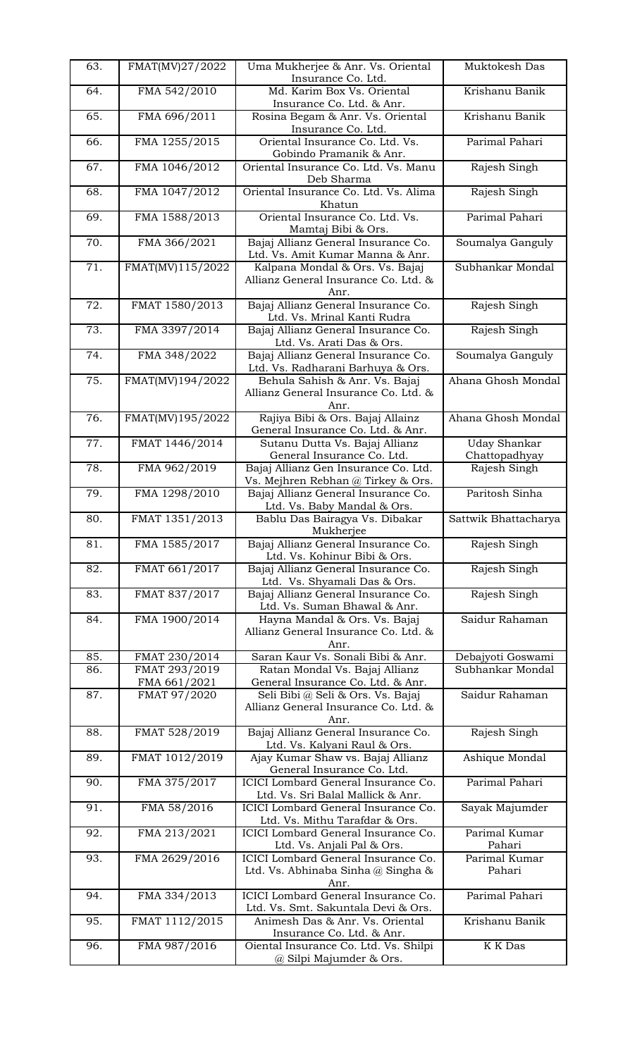| | | | |
|---|---|---|---|
| 63. | FMAT(MV)27/2022 | Uma Mukherjee & Anr. Vs. Oriental Insurance Co. Ltd. | Muktokesh Das |
| 64. | FMA 542/2010 | Md. Karim Box Vs. Oriental Insurance Co. Ltd. & Anr. | Krishanu Banik |
| 65. | FMA 696/2011 | Rosina Begam & Anr. Vs. Oriental Insurance Co. Ltd. | Krishanu Banik |
| 66. | FMA 1255/2015 | Oriental Insurance Co. Ltd. Vs. Gobindo Pramanik & Anr. | Parimal Pahari |
| 67. | FMA 1046/2012 | Oriental Insurance Co. Ltd. Vs. Manu Deb Sharma | Rajesh Singh |
| 68. | FMA 1047/2012 | Oriental Insurance Co. Ltd. Vs. Alima Khatun | Rajesh Singh |
| 69. | FMA 1588/2013 | Oriental Insurance Co. Ltd. Vs. Mamtaj Bibi & Ors. | Parimal Pahari |
| 70. | FMA 366/2021 | Bajaj Allianz General Insurance Co. Ltd. Vs. Amit Kumar Manna & Anr. | Soumalya Ganguly |
| 71. | FMAT(MV)115/2022 | Kalpana Mondal & Ors. Vs. Bajaj Allianz General Insurance Co. Ltd. & Anr. | Subhankar Mondal |
| 72. | FMAT 1580/2013 | Bajaj Allianz General Insurance Co. Ltd. Vs. Mrinal Kanti Rudra | Rajesh Singh |
| 73. | FMA 3397/2014 | Bajaj Allianz General Insurance Co. Ltd. Vs. Arati Das & Ors. | Rajesh Singh |
| 74. | FMA 348/2022 | Bajaj Allianz General Insurance Co. Ltd. Vs. Radharani Barhuya & Ors. | Soumalya Ganguly |
| 75. | FMAT(MV)194/2022 | Behula Sahish & Anr. Vs. Bajaj Allianz General Insurance Co. Ltd. & Anr. | Ahana Ghosh Mondal |
| 76. | FMAT(MV)195/2022 | Rajiya Bibi & Ors. Bajaj Allainz General Insurance Co. Ltd. & Anr. | Ahana Ghosh Mondal |
| 77. | FMAT 1446/2014 | Sutanu Dutta Vs. Bajaj Allianz General Insurance Co. Ltd. | Uday Shankar Chattopadhyay |
| 78. | FMA 962/2019 | Bajaj Allianz Gen Insurance Co. Ltd. Vs. Mejhren Rebhan @ Tirkey & Ors. | Rajesh Singh |
| 79. | FMA 1298/2010 | Bajaj Allianz General Insurance Co. Ltd. Vs. Baby Mandal & Ors. | Paritosh Sinha |
| 80. | FMAT 1351/2013 | Bablu Das Bairagya Vs. Dibakar Mukherjee | Sattwik Bhattacharya |
| 81. | FMA 1585/2017 | Bajaj Allianz General Insurance Co. Ltd. Vs. Kohinur Bibi & Ors. | Rajesh Singh |
| 82. | FMAT 661/2017 | Bajaj Allianz General Insurance Co. Ltd. Vs. Shyamali Das & Ors. | Rajesh Singh |
| 83. | FMAT 837/2017 | Bajaj Allianz General Insurance Co. Ltd. Vs. Suman Bhawal & Anr. | Rajesh Singh |
| 84. | FMA 1900/2014 | Hayna Mandal & Ors. Vs. Bajaj Allianz General Insurance Co. Ltd. & Anr. | Saidur Rahaman |
| 85. | FMAT 230/2014 | Saran Kaur Vs. Sonali Bibi & Anr. | Debajyoti Goswami |
| 86. | FMAT 293/2019 FMA 661/2021 | Ratan Mondal Vs. Bajaj Allianz General Insurance Co. Ltd. & Anr. | Subhankar Mondal |
| 87. | FMAT 97/2020 | Seli Bibi @ Seli & Ors. Vs. Bajaj Allianz General Insurance Co. Ltd. & Anr. | Saidur Rahaman |
| 88. | FMAT 528/2019 | Bajaj Allianz General Insurance Co. Ltd. Vs. Kalyani Raul & Ors. | Rajesh Singh |
| 89. | FMAT 1012/2019 | Ajay Kumar Shaw vs. Bajaj Allianz General Insurance Co. Ltd. | Ashique Mondal |
| 90. | FMA 375/2017 | ICICI Lombard General Insurance Co. Ltd. Vs. Sri Balal Mallick & Anr. | Parimal Pahari |
| 91. | FMA 58/2016 | ICICI Lombard General Insurance Co. Ltd. Vs. Mithu Tarafdar & Ors. | Sayak Majumder |
| 92. | FMA 213/2021 | ICICI Lombard General Insurance Co. Ltd. Vs. Anjali Pal & Ors. | Parimal Kumar Pahari |
| 93. | FMA 2629/2016 | ICICI Lombard General Insurance Co. Ltd. Vs. Abhinaba Sinha @ Singha & Anr. | Parimal Kumar Pahari |
| 94. | FMA 334/2013 | ICICI Lombard General Insurance Co. Ltd. Vs. Smt. Sakuntala Devi & Ors. | Parimal Pahari |
| 95. | FMAT 1112/2015 | Animesh Das & Anr. Vs. Oriental Insurance Co. Ltd. & Anr. | Krishanu Banik |
| 96. | FMA 987/2016 | Oiental Insurance Co. Ltd. Vs. Shilpi @ Silpi Majumder & Ors. | K K Das |